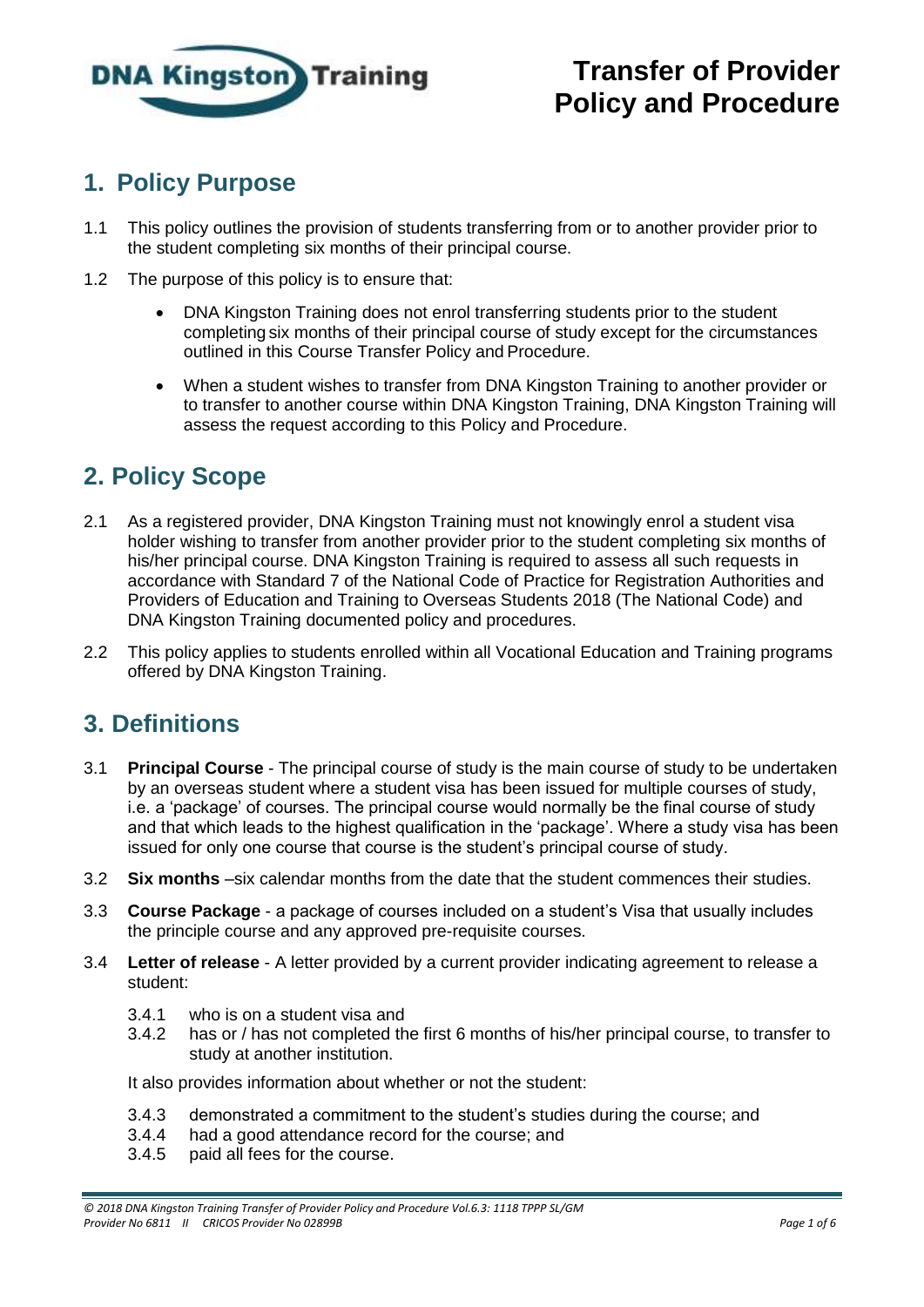# Transfer of Provider Policy and Procedure

## 1. Policy Purpose

1.1 This policy outlines the provision of students transferring from or to another provider prior to the student completing six months of their principal course.

1.2 The purpose of this policy is to ensure that:

- DNA Kingston Training does not enrol transferring students prior to the student completing six months of their principal course of study except for the circumstances outlined in this Course Transfer Policy and Procedure.
- When a student wishes to transfer from DNA Kingston Training to another provider or to transfer to another course within DNA Kingston Training, DNA Kingston Training will assess the request according to this Policy and Procedure.

## 2. Policy Scope

2.1 As a registered provider, DNA Kingston Training must not knowingly enrol a student visa holder wishing to transfer from another provider prior to the student completing six months of his/her principal course. DNA Kingston Training is required to assess all such requests in accordance with Standard 7 of the National Code of Practice for Registration Authorities and Providers of Education and Training to Overseas Students 2018 (The National Code) and DNA Kingston Training documented policy and procedures.

2.2 This policy applies to students enrolled within all Vocational Education and Training programs offered by DNA Kingston Training.

## 3. Definitions

3.1 **Principal Course** - The principal course of study is the main course of study to be undertaken by an overseas student where a student visa has been issued for multiple courses of study, i.e. a 'package' of courses. The principal course would normally be the final course of study and that which leads to the highest qualification in the 'package'. Where a study visa has been issued for only one course that course is the student's principal course of study.

3.2 **Six months** –six calendar months from the date that the student commences their studies.

3.3 **Course Package** - a package of courses included on a student's Visa that usually includes the principle course and any approved pre-requisite courses.

3.4 **Letter of release** - A letter provided by a current provider indicating agreement to release a student:

3.4.1 who is on a student visa and
3.4.2 has or / has not completed the first 6 months of his/her principal course, to transfer to study at another institution.

It also provides information about whether or not the student:

3.4.3 demonstrated a commitment to the student's studies during the course; and
3.4.4 had a good attendance record for the course; and
3.4.5 paid all fees for the course.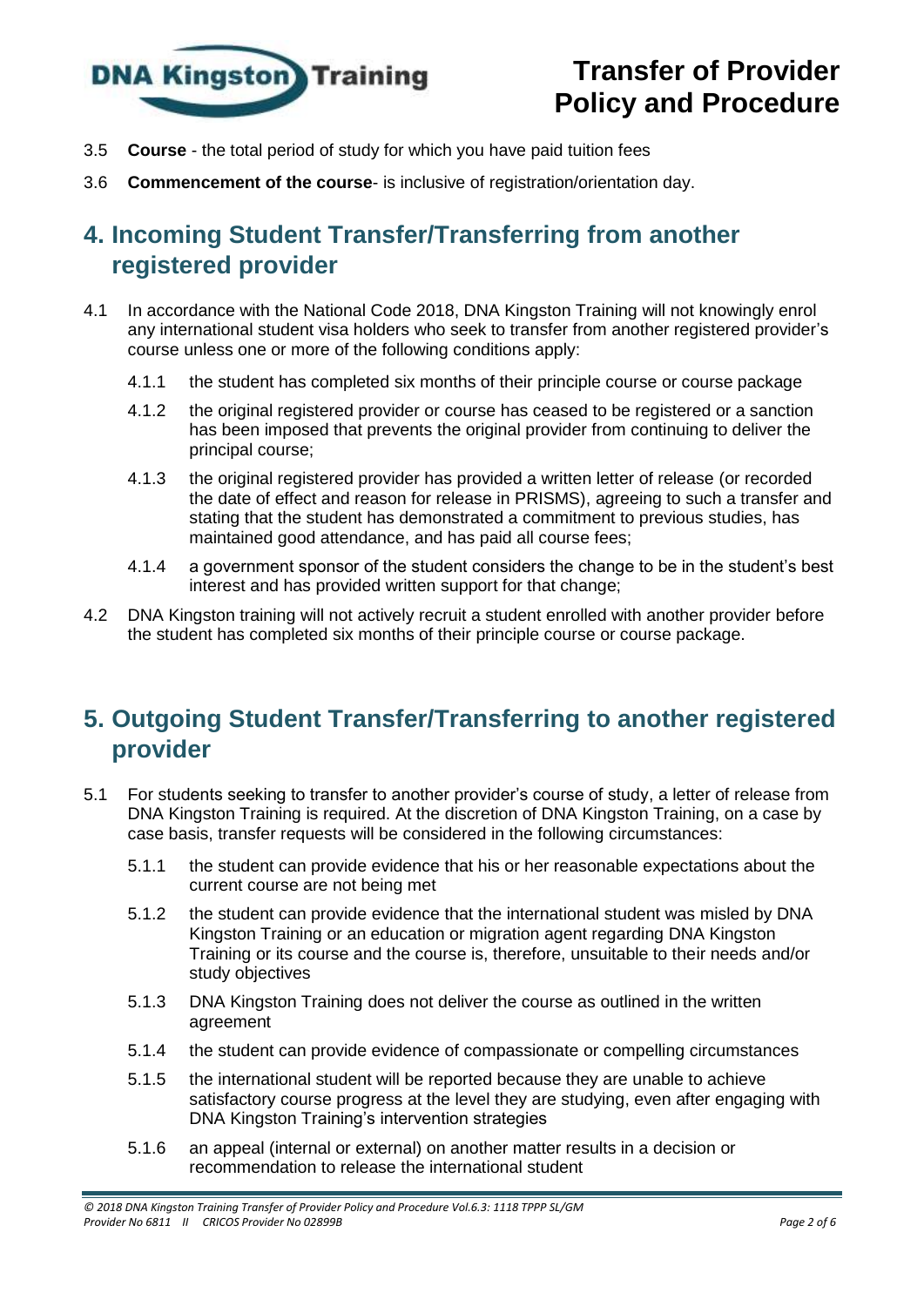3.5 **Course** - the total period of study for which you have paid tuition fees

3.6 **Commencement of the course**- is inclusive of registration/orientation day.

## 4. Incoming Student Transfer/Transferring from another registered provider

4.1 In accordance with the National Code 2018, DNA Kingston Training will not knowingly enrol any international student visa holders who seek to transfer from another registered provider's course unless one or more of the following conditions apply:

- 4.1.1 the student has completed six months of their principle course or course package
- 4.1.2 the original registered provider or course has ceased to be registered or a sanction has been imposed that prevents the original provider from continuing to deliver the principal course;
- 4.1.3 the original registered provider has provided a written letter of release (or recorded the date of effect and reason for release in PRISMS), agreeing to such a transfer and stating that the student has demonstrated a commitment to previous studies, has maintained good attendance, and has paid all course fees;
- 4.1.4 a government sponsor of the student considers the change to be in the student's best interest and has provided written support for that change;

4.2 DNA Kingston training will not actively recruit a student enrolled with another provider before the student has completed six months of their principle course or course package.

## 5. Outgoing Student Transfer/Transferring to another registered provider

5.1 For students seeking to transfer to another provider's course of study, a letter of release from DNA Kingston Training is required. At the discretion of DNA Kingston Training, on a case by case basis, transfer requests will be considered in the following circumstances:

- 5.1.1 the student can provide evidence that his or her reasonable expectations about the current course are not being met
- 5.1.2 the student can provide evidence that the international student was misled by DNA Kingston Training or an education or migration agent regarding DNA Kingston Training or its course and the course is, therefore, unsuitable to their needs and/or study objectives
- 5.1.3 DNA Kingston Training does not deliver the course as outlined in the written agreement
- 5.1.4 the student can provide evidence of compassionate or compelling circumstances
- 5.1.5 the international student will be reported because they are unable to achieve satisfactory course progress at the level they are studying, even after engaging with DNA Kingston Training's intervention strategies
- 5.1.6 an appeal (internal or external) on another matter results in a decision or recommendation to release the international student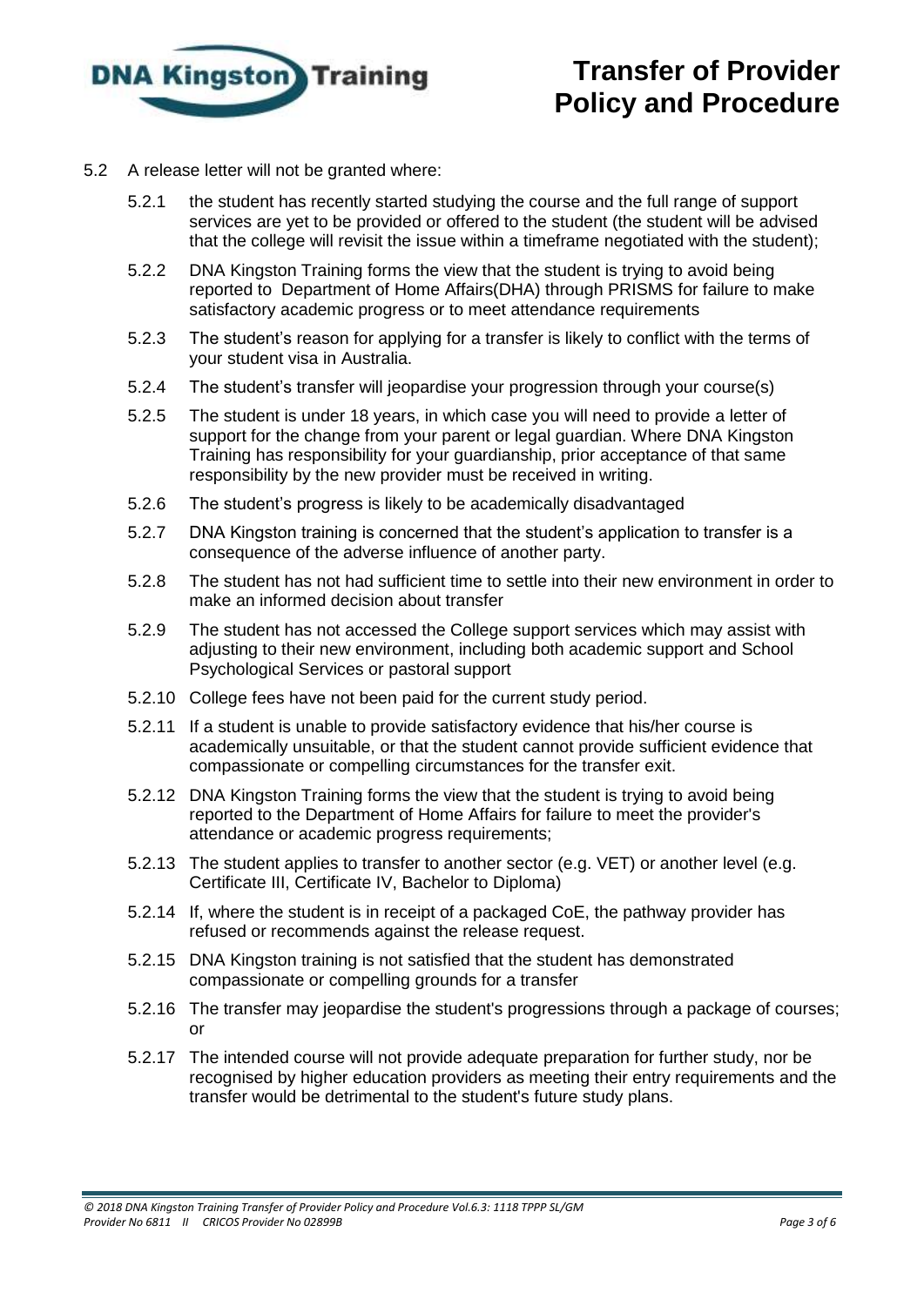5.2 A release letter will not be granted where:

- 5.2.1 the student has recently started studying the course and the full range of support services are yet to be provided or offered to the student (the student will be advised that the college will revisit the issue within a timeframe negotiated with the student);
- 5.2.2 DNA Kingston Training forms the view that the student is trying to avoid being reported to Department of Home Affairs(DHA) through PRISMS for failure to make satisfactory academic progress or to meet attendance requirements
- 5.2.3 The student's reason for applying for a transfer is likely to conflict with the terms of your student visa in Australia.
- 5.2.4 The student's transfer will jeopardise your progression through your course(s)
- 5.2.5 The student is under 18 years, in which case you will need to provide a letter of support for the change from your parent or legal guardian. Where DNA Kingston Training has responsibility for your guardianship, prior acceptance of that same responsibility by the new provider must be received in writing.
- 5.2.6 The student's progress is likely to be academically disadvantaged
- 5.2.7 DNA Kingston training is concerned that the student's application to transfer is a consequence of the adverse influence of another party.
- 5.2.8 The student has not had sufficient time to settle into their new environment in order to make an informed decision about transfer
- 5.2.9 The student has not accessed the College support services which may assist with adjusting to their new environment, including both academic support and School Psychological Services or pastoral support
- 5.2.10 College fees have not been paid for the current study period.
- 5.2.11 If a student is unable to provide satisfactory evidence that his/her course is academically unsuitable, or that the student cannot provide sufficient evidence that compassionate or compelling circumstances for the transfer exit.
- 5.2.12 DNA Kingston Training forms the view that the student is trying to avoid being reported to the Department of Home Affairs for failure to meet the provider's attendance or academic progress requirements;
- 5.2.13 The student applies to transfer to another sector (e.g. VET) or another level (e.g. Certificate III, Certificate IV, Bachelor to Diploma)
- 5.2.14 If, where the student is in receipt of a packaged CoE, the pathway provider has refused or recommends against the release request.
- 5.2.15 DNA Kingston training is not satisfied that the student has demonstrated compassionate or compelling grounds for a transfer
- 5.2.16 The transfer may jeopardise the student's progressions through a package of courses; or
- 5.2.17 The intended course will not provide adequate preparation for further study, nor be recognised by higher education providers as meeting their entry requirements and the transfer would be detrimental to the student's future study plans.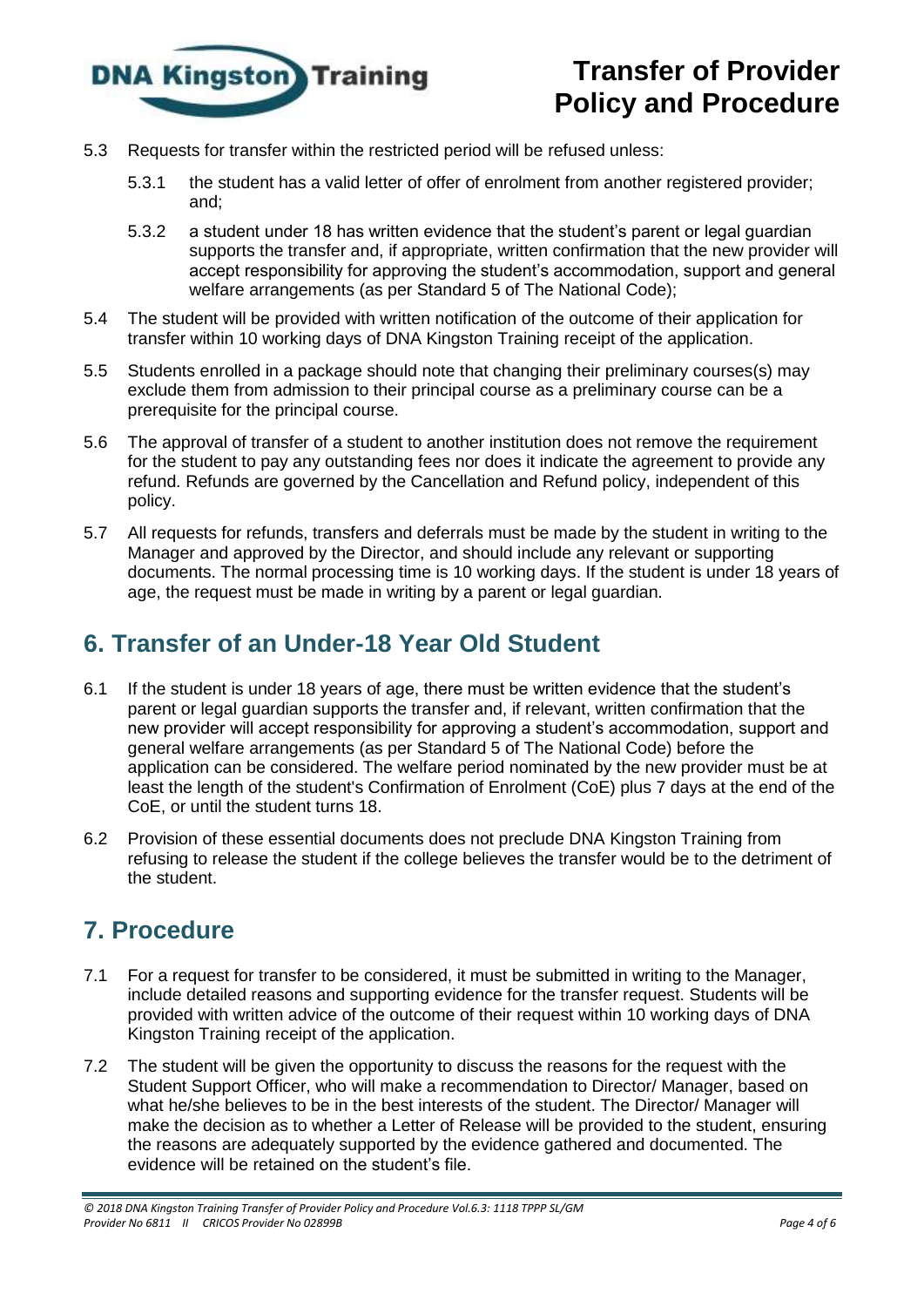5.3 Requests for transfer within the restricted period will be refused unless:

5.3.1 the student has a valid letter of offer of enrolment from another registered provider; and;

5.3.2 a student under 18 has written evidence that the student's parent or legal guardian supports the transfer and, if appropriate, written confirmation that the new provider will accept responsibility for approving the student's accommodation, support and general welfare arrangements (as per Standard 5 of The National Code);

5.4 The student will be provided with written notification of the outcome of their application for transfer within 10 working days of DNA Kingston Training receipt of the application.

5.5 Students enrolled in a package should note that changing their preliminary courses(s) may exclude them from admission to their principal course as a preliminary course can be a prerequisite for the principal course.

5.6 The approval of transfer of a student to another institution does not remove the requirement for the student to pay any outstanding fees nor does it indicate the agreement to provide any refund. Refunds are governed by the Cancellation and Refund policy, independent of this policy.

5.7 All requests for refunds, transfers and deferrals must be made by the student in writing to the Manager and approved by the Director, and should include any relevant or supporting documents. The normal processing time is 10 working days. If the student is under 18 years of age, the request must be made in writing by a parent or legal guardian.

## 6. Transfer of an Under-18 Year Old Student

6.1 If the student is under 18 years of age, there must be written evidence that the student's parent or legal guardian supports the transfer and, if relevant, written confirmation that the new provider will accept responsibility for approving a student's accommodation, support and general welfare arrangements (as per Standard 5 of The National Code) before the application can be considered. The welfare period nominated by the new provider must be at least the length of the student's Confirmation of Enrolment (CoE) plus 7 days at the end of the CoE, or until the student turns 18.

6.2 Provision of these essential documents does not preclude DNA Kingston Training from refusing to release the student if the college believes the transfer would be to the detriment of the student.

## 7. Procedure

7.1 For a request for transfer to be considered, it must be submitted in writing to the Manager, include detailed reasons and supporting evidence for the transfer request. Students will be provided with written advice of the outcome of their request within 10 working days of DNA Kingston Training receipt of the application.

7.2 The student will be given the opportunity to discuss the reasons for the request with the Student Support Officer, who will make a recommendation to Director/ Manager, based on what he/she believes to be in the best interests of the student. The Director/ Manager will make the decision as to whether a Letter of Release will be provided to the student, ensuring the reasons are adequately supported by the evidence gathered and documented. The evidence will be retained on the student's file.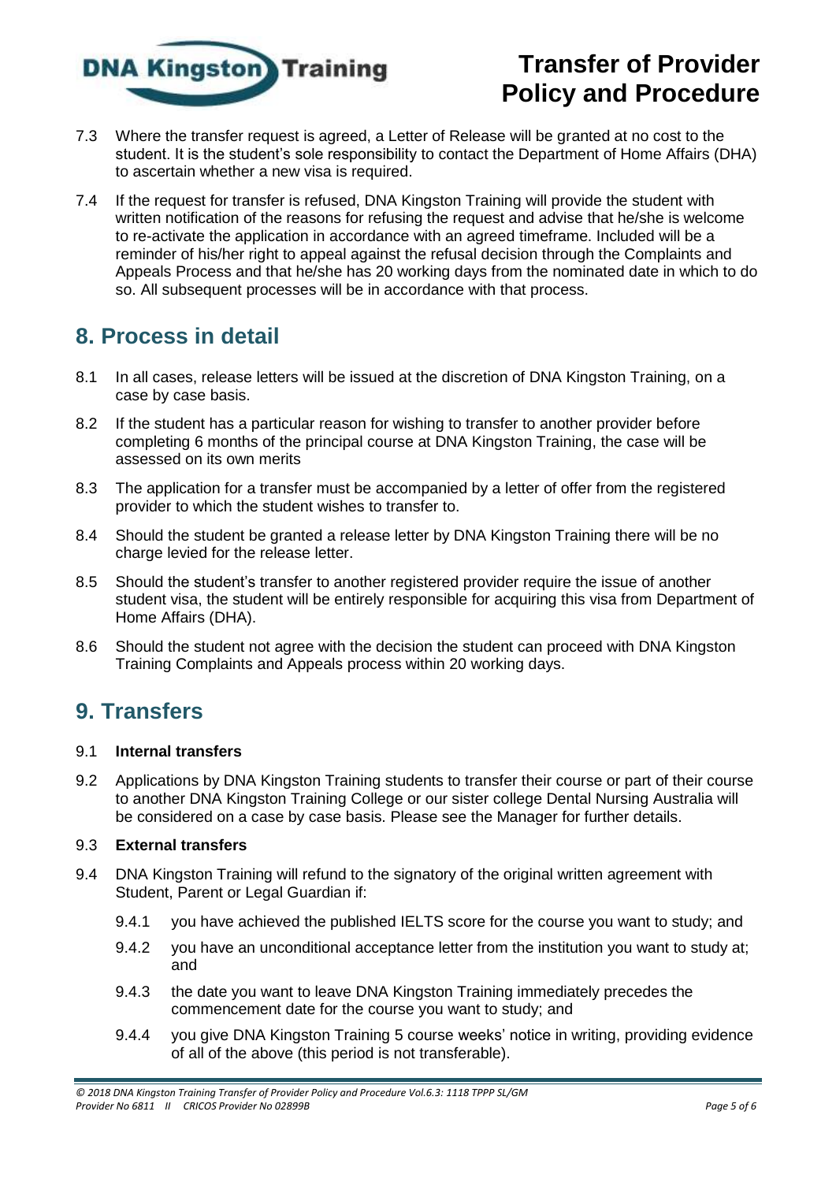7.3 Where the transfer request is agreed, a Letter of Release will be granted at no cost to the student. It is the student's sole responsibility to contact the Department of Home Affairs (DHA) to ascertain whether a new visa is required.

7.4 If the request for transfer is refused, DNA Kingston Training will provide the student with written notification of the reasons for refusing the request and advise that he/she is welcome to re-activate the application in accordance with an agreed timeframe. Included will be a reminder of his/her right to appeal against the refusal decision through the Complaints and Appeals Process and that he/she has 20 working days from the nominated date in which to do so. All subsequent processes will be in accordance with that process.

## 8. Process in detail

8.1 In all cases, release letters will be issued at the discretion of DNA Kingston Training, on a case by case basis.

8.2 If the student has a particular reason for wishing to transfer to another provider before completing 6 months of the principal course at DNA Kingston Training, the case will be assessed on its own merits

8.3 The application for a transfer must be accompanied by a letter of offer from the registered provider to which the student wishes to transfer to.

8.4 Should the student be granted a release letter by DNA Kingston Training there will be no charge levied for the release letter.

8.5 Should the student's transfer to another registered provider require the issue of another student visa, the student will be entirely responsible for acquiring this visa from Department of Home Affairs (DHA).

8.6 Should the student not agree with the decision the student can proceed with DNA Kingston Training Complaints and Appeals process within 20 working days.

## 9. Transfers

9.1 **Internal transfers**

9.2 Applications by DNA Kingston Training students to transfer their course or part of their course to another DNA Kingston Training College or our sister college Dental Nursing Australia will be considered on a case by case basis. Please see the Manager for further details.

9.3 **External transfers**

9.4 DNA Kingston Training will refund to the signatory of the original written agreement with Student, Parent or Legal Guardian if:

- 9.4.1 you have achieved the published IELTS score for the course you want to study; and
- 9.4.2 you have an unconditional acceptance letter from the institution you want to study at; and
- 9.4.3 the date you want to leave DNA Kingston Training immediately precedes the commencement date for the course you want to study; and
- 9.4.4 you give DNA Kingston Training 5 course weeks' notice in writing, providing evidence of all of the above (this period is not transferable).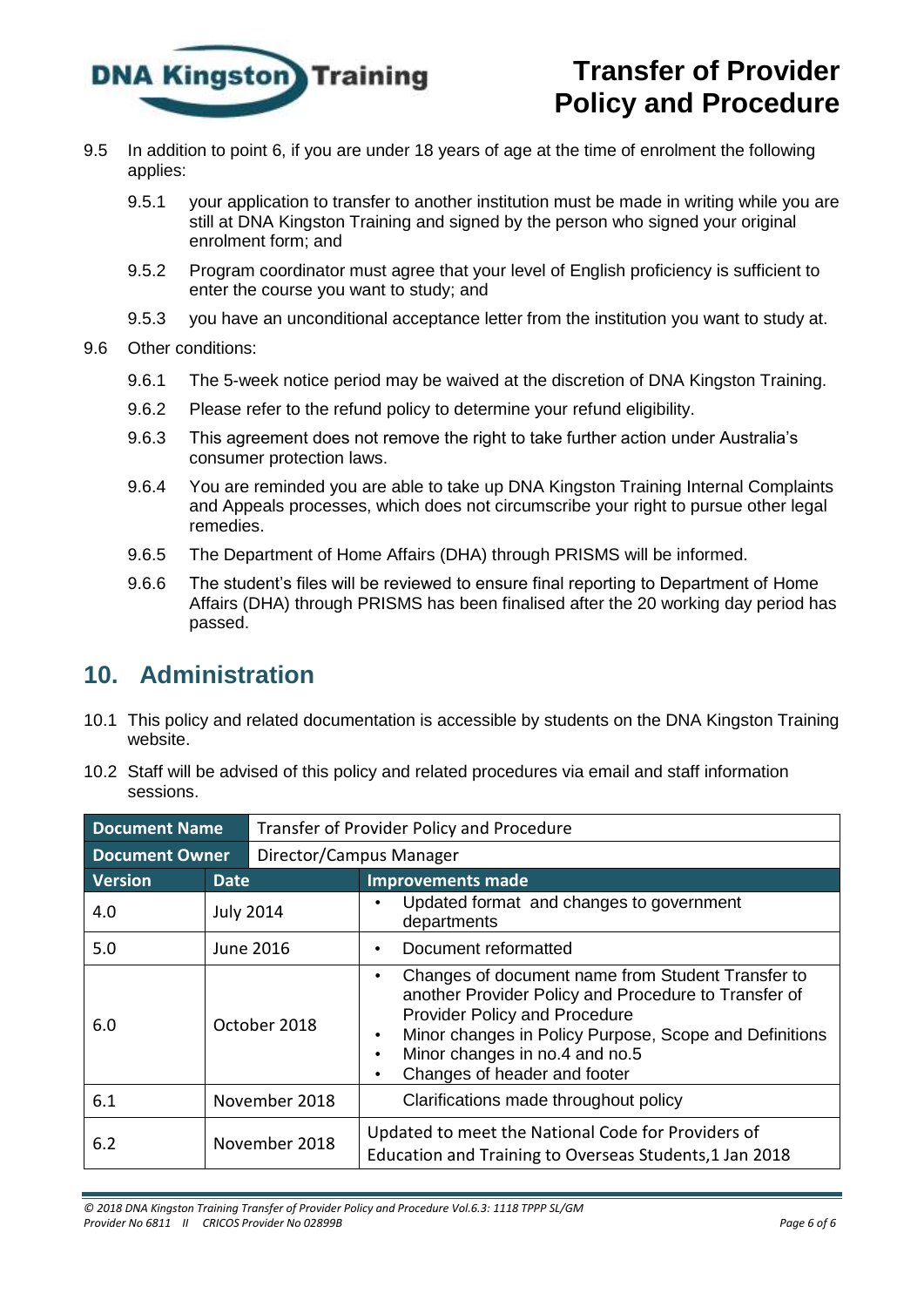9.5 In addition to point 6, if you are under 18 years of age at the time of enrolment the following applies:

   9.5.1 your application to transfer to another institution must be made in writing while you are still at DNA Kingston Training and signed by the person who signed your original enrolment form; and

   9.5.2 Program coordinator must agree that your level of English proficiency is sufficient to enter the course you want to study; and

   9.5.3 you have an unconditional acceptance letter from the institution you want to study at.

9.6 Other conditions:

   9.6.1 The 5-week notice period may be waived at the discretion of DNA Kingston Training.

   9.6.2 Please refer to the refund policy to determine your refund eligibility.

   9.6.3 This agreement does not remove the right to take further action under Australia's consumer protection laws.

   9.6.4 You are reminded you are able to take up DNA Kingston Training Internal Complaints and Appeals processes, which does not circumscribe your right to pursue other legal remedies.

   9.6.5 The Department of Home Affairs (DHA) through PRISMS will be informed.

   9.6.6 The student's files will be reviewed to ensure final reporting to Department of Home Affairs (DHA) through PRISMS has been finalised after the 20 working day period has passed.

## 10. Administration

10.1 This policy and related documentation is accessible by students on the DNA Kingston Training website.

10.2 Staff will be advised of this policy and related procedures via email and staff information sessions.

| | | |
|---|---|---|
| **Document Name** | Transfer of Provider Policy and Procedure | |
| **Document Owner** | Director/Campus Manager | |
| **Version** | **Date** | **Improvements made** |
| 4.0 | July 2014 | • Updated format and changes to government departments |
| 5.0 | June 2016 | • Document reformatted |
| 6.0 | October 2018 | • Changes of document name from Student Transfer to another Provider Policy and Procedure to Transfer of Provider Policy and Procedure<br>• Minor changes in Policy Purpose, Scope and Definitions<br>• Minor changes in no.4 and no.5<br>• Changes of header and footer |
| 6.1 | November 2018 | Clarifications made throughout policy |
| 6.2 | November 2018 | Updated to meet the National Code for Providers of Education and Training to Overseas Students,1 Jan 2018 |